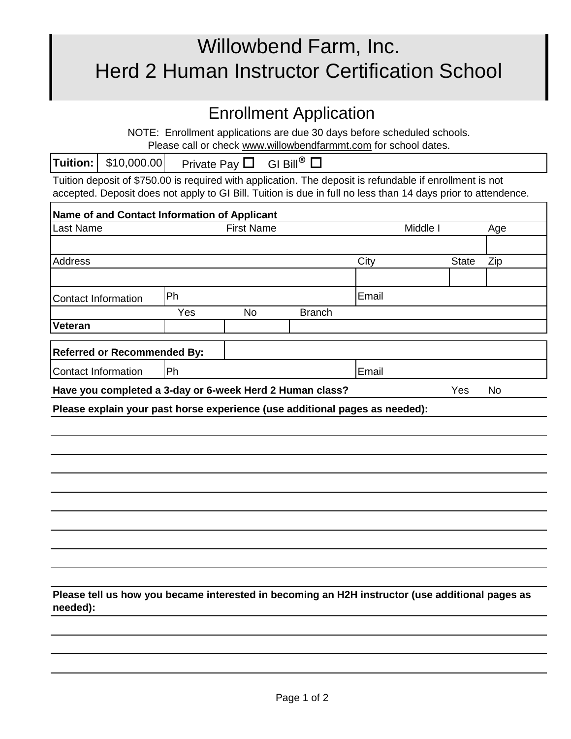// Willowbend Farm, Inc.
# Herd 2 Human Instructor Certification School

## Enrollment Application

NOTE: Enrollment applications are due 30 days before scheduled schools.
Please call or check www.willowbendfarmmt.com for school dates.

| **Tuition:** | $10,000.00 | Private Pay ☐ GI Bill® ☐ |
|---|---|---|

Tuition deposit of $750.00 is required with application. The deposit is refundable if enrollment is not accepted. Deposit does not apply to GI Bill. Tuition is due in full no less than 14 days prior to attendence.

| **Name of and Contact Information of Applicant** | | | | | |
|---|---|---|---|---|---|
| Last Name | | First Name | | Middle I | Age |
| | | | | | |
| Address | | | City | State | Zip |
| | | | | | |
| Contact Information | Ph | | Email | | |
| | Yes | No | Branch | | |
| **Veteran** | | | | | |

| **Referred or Recommended By:** | | |
|---|---|---|
| Contact Information | Ph | Email |

**Have you completed a 3-day or 6-week Herd 2 Human class?** Yes No

**Please explain your past horse experience (use additional pages as needed):**

**Please tell us how you became interested in becoming an H2H instructor (use additional pages as needed):**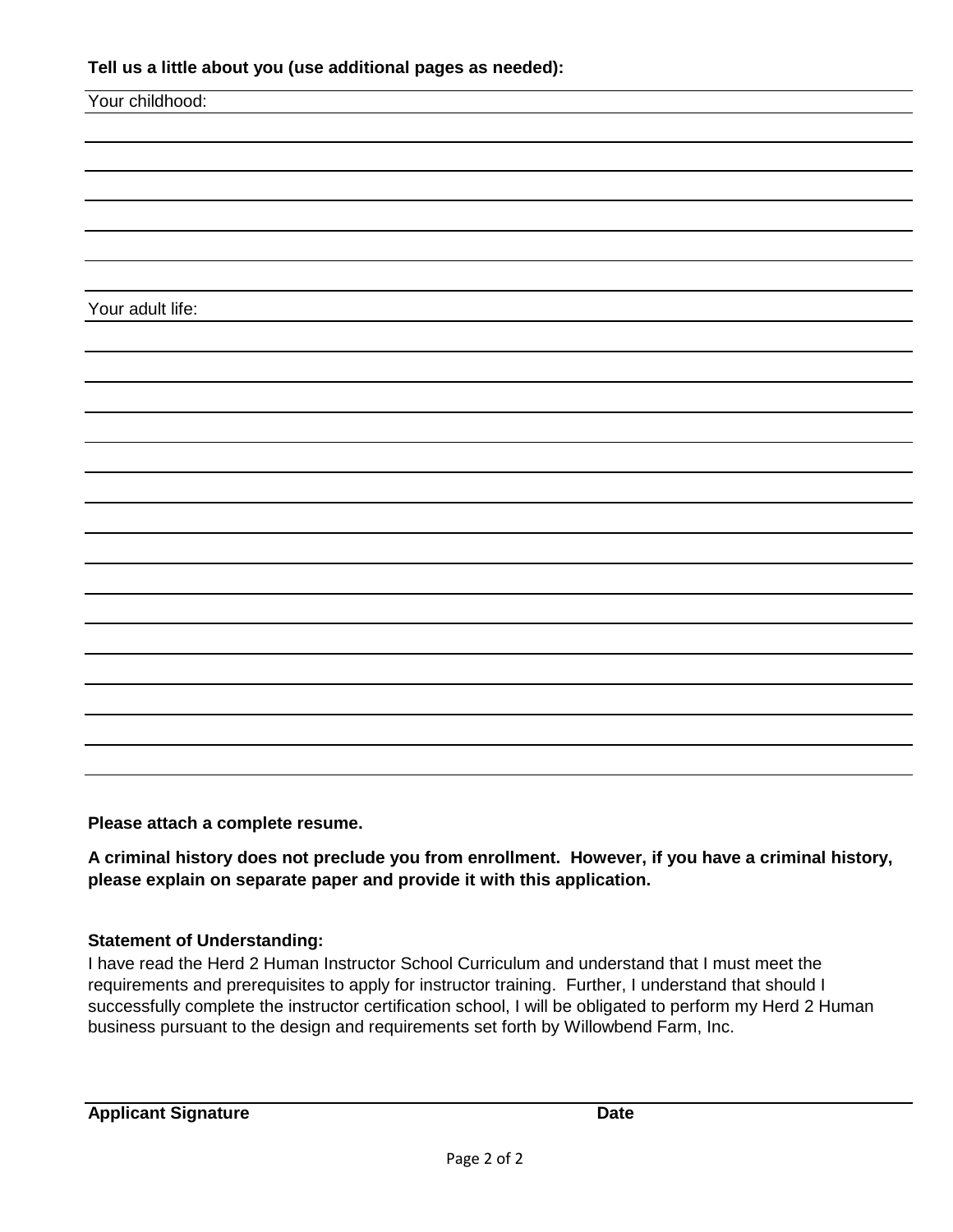**Tell us a little about you (use additional pages as needed):**

Your childhood:

Your adult life:

**Please attach a complete resume.**

**A criminal history does not preclude you from enrollment. However, if you have a criminal history, please explain on separate paper and provide it with this application.**

**Statement of Understanding:**

I have read the Herd 2 Human Instructor School Curriculum and understand that I must meet the requirements and prerequisites to apply for instructor training. Further, I understand that should I successfully complete the instructor certification school, I will be obligated to perform my Herd 2 Human business pursuant to the design and requirements set forth by Willowbend Farm, Inc.

**Applicant Signature** **Date**